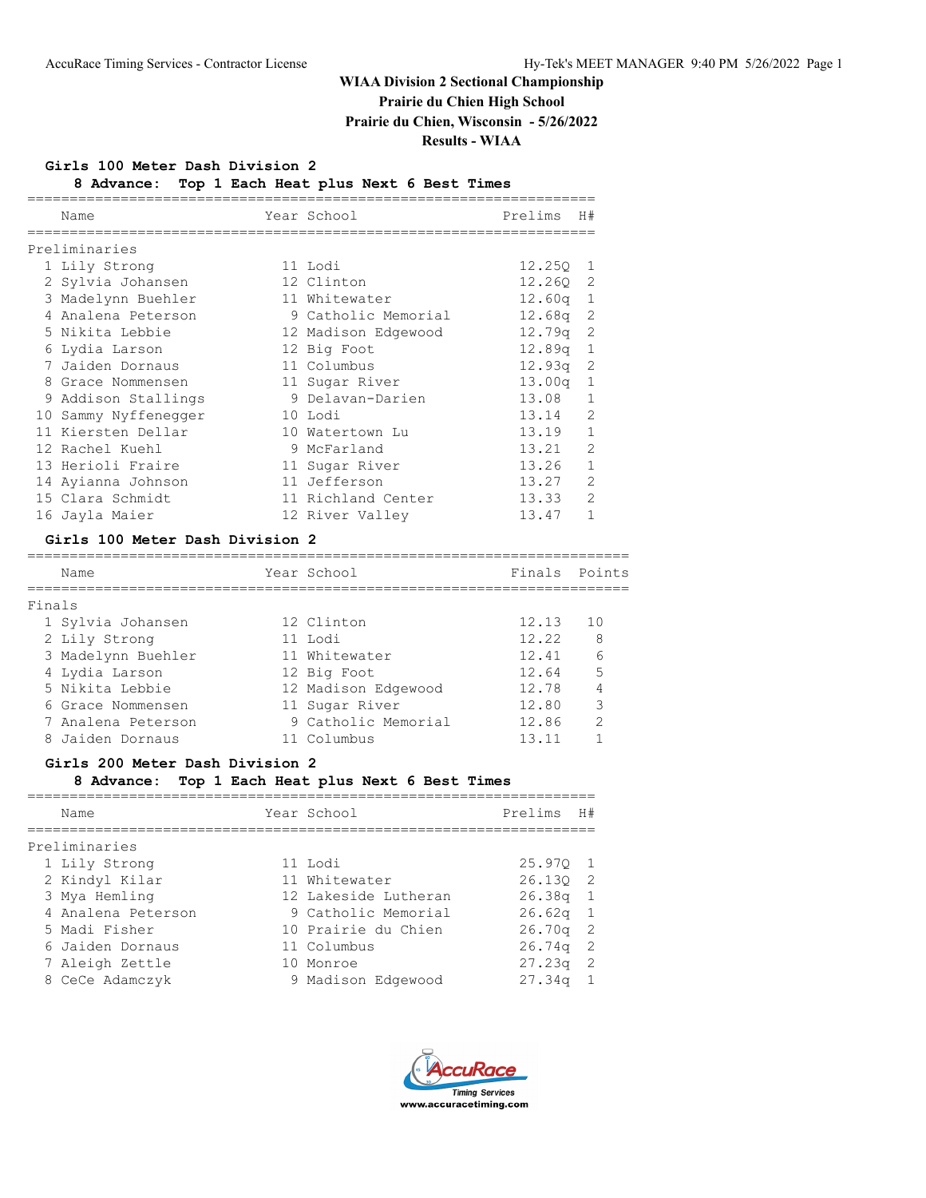AccuRace Timing Services - Contractor License

Hy-Tek's MEET MANAGER 9:40 PM 5/26/2022 Page 1

# WIAA Division 2 Sectional Championship

**Prairie du Chien High School**

**Prairie du Chien, Wisconsin - 5/26/2022**

**Results - WIAA**

## Girls 100 Meter Dash Division 2

**8 Advance: Top 1 Each Heat plus Next 6 Best Times**

Preliminaries

| | Name | Year | School | Prelims | H# |
|---|---|---|---|---|---|
| 1 | Lily Strong | 11 | Lodi | 12.25Q | 1 |
| 2 | Sylvia Johansen | 12 | Clinton | 12.26Q | 2 |
| 3 | Madelynn Buehler | 11 | Whitewater | 12.60q | 1 |
| 4 | Analena Peterson | 9 | Catholic Memorial | 12.68q | 2 |
| 5 | Nikita Lebbie | 12 | Madison Edgewood | 12.79q | 2 |
| 6 | Lydia Larson | 12 | Big Foot | 12.89q | 1 |
| 7 | Jaiden Dornaus | 11 | Columbus | 12.93q | 2 |
| 8 | Grace Nommensen | 11 | Sugar River | 13.00q | 1 |
| 9 | Addison Stallings | 9 | Delavan-Darien | 13.08 | 1 |
| 10 | Sammy Nyffenegger | 10 | Lodi | 13.14 | 2 |
| 11 | Kiersten Dellar | 10 | Watertown Lu | 13.19 | 1 |
| 12 | Rachel Kuehl | 9 | McFarland | 13.21 | 2 |
| 13 | Herioli Fraire | 11 | Sugar River | 13.26 | 1 |
| 14 | Ayianna Johnson | 11 | Jefferson | 13.27 | 2 |
| 15 | Clara Schmidt | 11 | Richland Center | 13.33 | 2 |
| 16 | Jayla Maier | 12 | River Valley | 13.47 | 1 |

## Girls 100 Meter Dash Division 2

Finals

| | Name | Year | School | Finals | Points |
|---|---|---|---|---|---|
| 1 | Sylvia Johansen | 12 | Clinton | 12.13 | 10 |
| 2 | Lily Strong | 11 | Lodi | 12.22 | 8 |
| 3 | Madelynn Buehler | 11 | Whitewater | 12.41 | 6 |
| 4 | Lydia Larson | 12 | Big Foot | 12.64 | 5 |
| 5 | Nikita Lebbie | 12 | Madison Edgewood | 12.78 | 4 |
| 6 | Grace Nommensen | 11 | Sugar River | 12.80 | 3 |
| 7 | Analena Peterson | 9 | Catholic Memorial | 12.86 | 2 |
| 8 | Jaiden Dornaus | 11 | Columbus | 13.11 | 1 |

## Girls 200 Meter Dash Division 2

**8 Advance: Top 1 Each Heat plus Next 6 Best Times**

Preliminaries

| | Name | Year | School | Prelims | H# |
|---|---|---|---|---|---|
| 1 | Lily Strong | 11 | Lodi | 25.97Q | 1 |
| 2 | Kindyl Kilar | 11 | Whitewater | 26.13Q | 2 |
| 3 | Mya Hemling | 12 | Lakeside Lutheran | 26.38q | 1 |
| 4 | Analena Peterson | 9 | Catholic Memorial | 26.62q | 1 |
| 5 | Madi Fisher | 10 | Prairie du Chien | 26.70q | 2 |
| 6 | Jaiden Dornaus | 11 | Columbus | 26.74q | 2 |
| 7 | Aleigh Zettle | 10 | Monroe | 27.23q | 2 |
| 8 | CeCe Adamczyk | 9 | Madison Edgewood | 27.34q | 1 |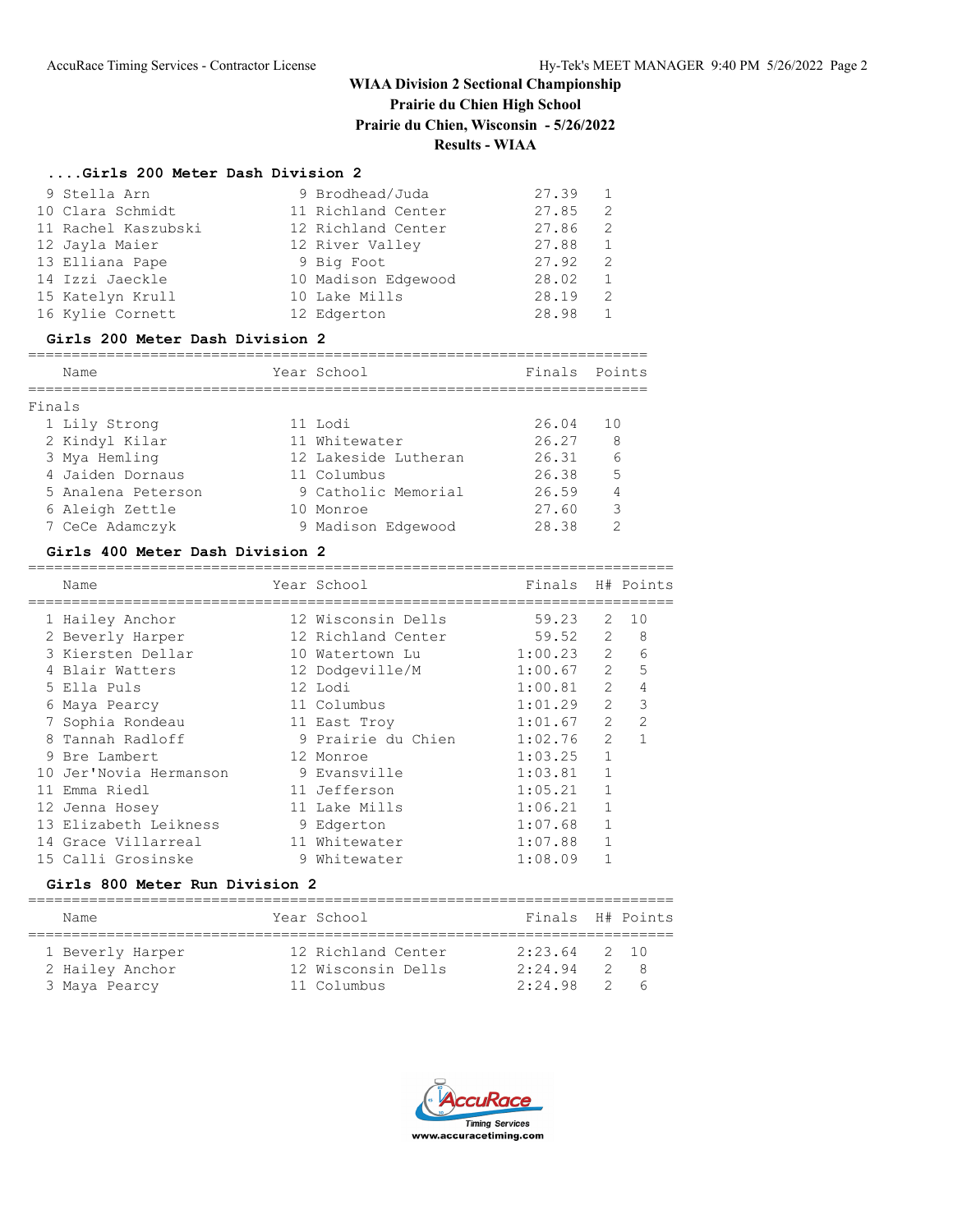# WIAA Division 2 Sectional Championship

**Prairie du Chien High School**

**Prairie du Chien, Wisconsin - 5/26/2022**

**Results - WIAA**

### ....Girls 200 Meter Dash Division 2

| Place | Name | Year | School | Finals | H# |
|---|---|---|---|---|---|
| 9 | Stella Arn | 9 | Brodhead/Juda | 27.39 | 1 |
| 10 | Clara Schmidt | 11 | Richland Center | 27.85 | 2 |
| 11 | Rachel Kaszubski | 12 | Richland Center | 27.86 | 2 |
| 12 | Jayla Maier | 12 | River Valley | 27.88 | 1 |
| 13 | Elliana Pape | 9 | Big Foot | 27.92 | 2 |
| 14 | Izzi Jaeckle | 10 | Madison Edgewood | 28.02 | 1 |
| 15 | Katelyn Krull | 10 | Lake Mills | 28.19 | 2 |
| 16 | Kylie Cornett | 12 | Edgerton | 28.98 | 1 |

### Girls 200 Meter Dash Division 2

Finals

| Place | Name | Year | School | Finals | Points |
|---|---|---|---|---|---|
| 1 | Lily Strong | 11 | Lodi | 26.04 | 10 |
| 2 | Kindyl Kilar | 11 | Whitewater | 26.27 | 8 |
| 3 | Mya Hemling | 12 | Lakeside Lutheran | 26.31 | 6 |
| 4 | Jaiden Dornaus | 11 | Columbus | 26.38 | 5 |
| 5 | Analena Peterson | 9 | Catholic Memorial | 26.59 | 4 |
| 6 | Aleigh Zettle | 10 | Monroe | 27.60 | 3 |
| 7 | CeCe Adamczyk | 9 | Madison Edgewood | 28.38 | 2 |

### Girls 400 Meter Dash Division 2

| Place | Name | Year | School | Finals | H# | Points |
|---|---|---|---|---|---|---|
| 1 | Hailey Anchor | 12 | Wisconsin Dells | 59.23 | 2 | 10 |
| 2 | Beverly Harper | 12 | Richland Center | 59.52 | 2 | 8 |
| 3 | Kiersten Dellar | 10 | Watertown Lu | 1:00.23 | 2 | 6 |
| 4 | Blair Watters | 12 | Dodgeville/M | 1:00.67 | 2 | 5 |
| 5 | Ella Puls | 12 | Lodi | 1:00.81 | 2 | 4 |
| 6 | Maya Pearcy | 11 | Columbus | 1:01.29 | 2 | 3 |
| 7 | Sophia Rondeau | 11 | East Troy | 1:01.67 | 2 | 2 |
| 8 | Tannah Radloff | 9 | Prairie du Chien | 1:02.76 | 2 | 1 |
| 9 | Bre Lambert | 12 | Monroe | 1:03.25 | 1 | |
| 10 | Jer'Novia Hermanson | 9 | Evansville | 1:03.81 | 1 | |
| 11 | Emma Riedl | 11 | Jefferson | 1:05.21 | 1 | |
| 12 | Jenna Hosey | 11 | Lake Mills | 1:06.21 | 1 | |
| 13 | Elizabeth Leikness | 9 | Edgerton | 1:07.68 | 1 | |
| 14 | Grace Villarreal | 11 | Whitewater | 1:07.88 | 1 | |
| 15 | Calli Grosinske | 9 | Whitewater | 1:08.09 | 1 | |

### Girls 800 Meter Run Division 2

| Place | Name | Year | School | Finals | H# | Points |
|---|---|---|---|---|---|---|
| 1 | Beverly Harper | 12 | Richland Center | 2:23.64 | 2 | 10 |
| 2 | Hailey Anchor | 12 | Wisconsin Dells | 2:24.94 | 2 | 8 |
| 3 | Maya Pearcy | 11 | Columbus | 2:24.98 | 2 | 6 |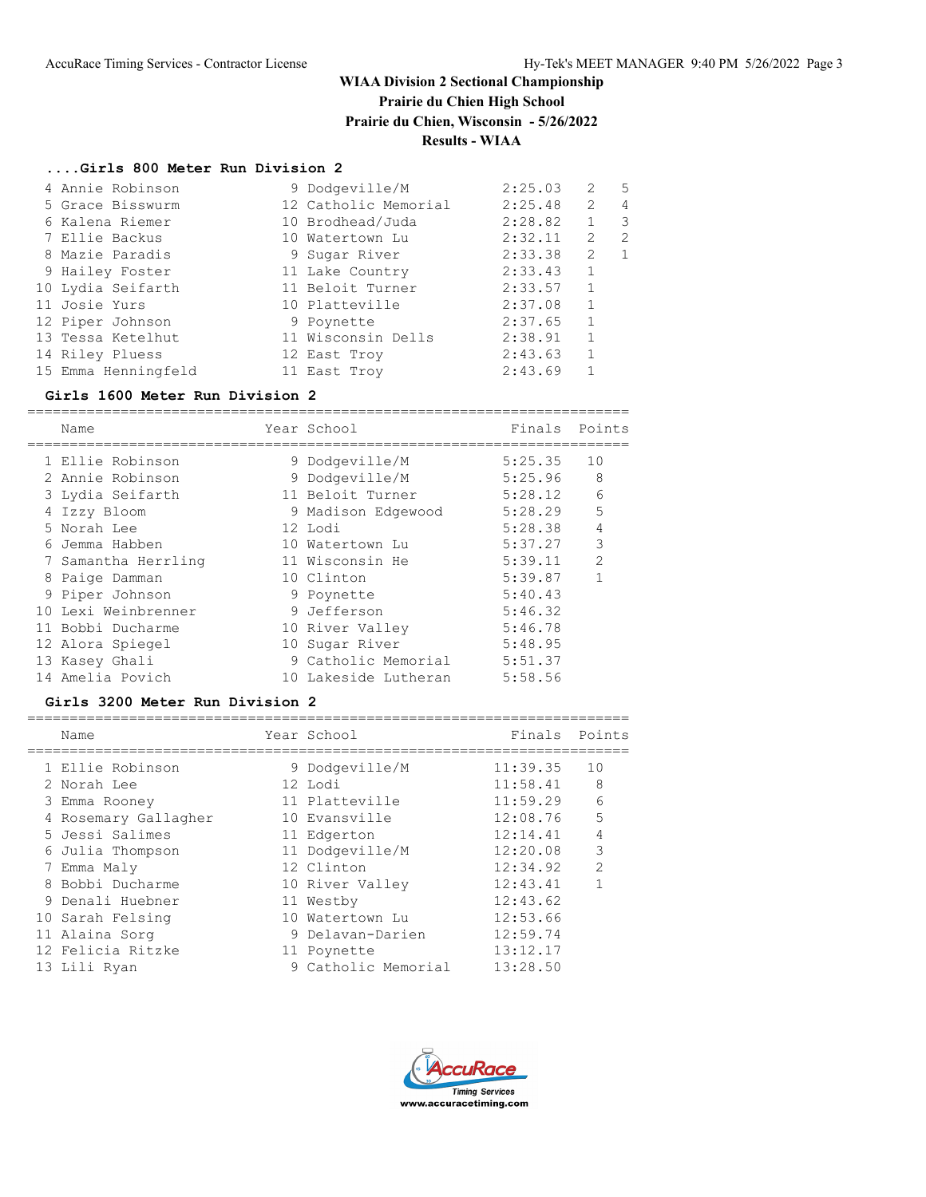# WIAA Division 2 Sectional Championship

**Prairie du Chien High School**

**Prairie du Chien, Wisconsin - 5/26/2022**

**Results - WIAA**

### ....Girls 800 Meter Run Division 2

| Place | Name | Year | School | Finals | H# | Points |
|---|---|---|---|---|---|---|
| 4 | Annie Robinson | 9 | Dodgeville/M | 2:25.03 | 2 | 5 |
| 5 | Grace Bisswurm | 12 | Catholic Memorial | 2:25.48 | 2 | 4 |
| 6 | Kalena Riemer | 10 | Brodhead/Juda | 2:28.82 | 1 | 3 |
| 7 | Ellie Backus | 10 | Watertown Lu | 2:32.11 | 2 | 2 |
| 8 | Mazie Paradis | 9 | Sugar River | 2:33.38 | 2 | 1 |
| 9 | Hailey Foster | 11 | Lake Country | 2:33.43 | 1 | |
| 10 | Lydia Seifarth | 11 | Beloit Turner | 2:33.57 | 1 | |
| 11 | Josie Yurs | 10 | Platteville | 2:37.08 | 1 | |
| 12 | Piper Johnson | 9 | Poynette | 2:37.65 | 1 | |
| 13 | Tessa Ketelhut | 11 | Wisconsin Dells | 2:38.91 | 1 | |
| 14 | Riley Pluess | 12 | East Troy | 2:43.63 | 1 | |
| 15 | Emma Henningfeld | 11 | East Troy | 2:43.69 | 1 | |

### Girls 1600 Meter Run Division 2

| Place | Name | Year | School | Finals | Points |
|---|---|---|---|---|---|
| 1 | Ellie Robinson | 9 | Dodgeville/M | 5:25.35 | 10 |
| 2 | Annie Robinson | 9 | Dodgeville/M | 5:25.96 | 8 |
| 3 | Lydia Seifarth | 11 | Beloit Turner | 5:28.12 | 6 |
| 4 | Izzy Bloom | 9 | Madison Edgewood | 5:28.29 | 5 |
| 5 | Norah Lee | 12 | Lodi | 5:28.38 | 4 |
| 6 | Jemma Habben | 10 | Watertown Lu | 5:37.27 | 3 |
| 7 | Samantha Herrling | 11 | Wisconsin He | 5:39.11 | 2 |
| 8 | Paige Damman | 10 | Clinton | 5:39.87 | 1 |
| 9 | Piper Johnson | 9 | Poynette | 5:40.43 | |
| 10 | Lexi Weinbrenner | 9 | Jefferson | 5:46.32 | |
| 11 | Bobbi Ducharme | 10 | River Valley | 5:46.78 | |
| 12 | Alora Spiegel | 10 | Sugar River | 5:48.95 | |
| 13 | Kasey Ghali | 9 | Catholic Memorial | 5:51.37 | |
| 14 | Amelia Povich | 10 | Lakeside Lutheran | 5:58.56 | |

### Girls 3200 Meter Run Division 2

| Place | Name | Year | School | Finals | Points |
|---|---|---|---|---|---|
| 1 | Ellie Robinson | 9 | Dodgeville/M | 11:39.35 | 10 |
| 2 | Norah Lee | 12 | Lodi | 11:58.41 | 8 |
| 3 | Emma Rooney | 11 | Platteville | 11:59.29 | 6 |
| 4 | Rosemary Gallagher | 10 | Evansville | 12:08.76 | 5 |
| 5 | Jessi Salimes | 11 | Edgerton | 12:14.41 | 4 |
| 6 | Julia Thompson | 11 | Dodgeville/M | 12:20.08 | 3 |
| 7 | Emma Maly | 12 | Clinton | 12:34.92 | 2 |
| 8 | Bobbi Ducharme | 10 | River Valley | 12:43.41 | 1 |
| 9 | Denali Huebner | 11 | Westby | 12:43.62 | |
| 10 | Sarah Felsing | 10 | Watertown Lu | 12:53.66 | |
| 11 | Alaina Sorg | 9 | Delavan-Darien | 12:59.74 | |
| 12 | Felicia Ritzke | 11 | Poynette | 13:12.17 | |
| 13 | Lili Ryan | 9 | Catholic Memorial | 13:28.50 | |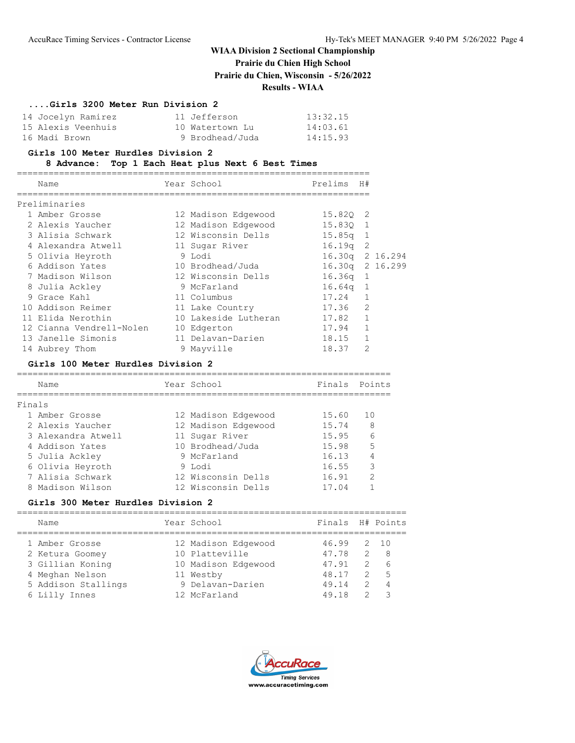**WIAA Division 2 Sectional Championship**

**Prairie du Chien High School**

**Prairie du Chien, Wisconsin - 5/26/2022**

**Results - WIAA**

### ....Girls 3200 Meter Run Division 2

| Place | Name | Year | School | Finals |
|---|---|---|---|---|
| 14 | Jocelyn Ramirez | 11 | Jefferson | 13:32.15 |
| 15 | Alexis Veenhuis | 10 | Watertown Lu | 14:03.61 |
| 16 | Madi Brown | 9 | Brodhead/Juda | 14:15.93 |

### Girls 100 Meter Hurdles Division 2

8 Advance: Top 1 Each Heat plus Next 6 Best Times

Preliminaries

| Place | Name | Year | School | Prelims | H# | |
|---|---|---|---|---|---|---|
| 1 | Amber Grosse | 12 | Madison Edgewood | 15.82Q | 2 | |
| 2 | Alexis Yaucher | 12 | Madison Edgewood | 15.83Q | 1 | |
| 3 | Alisia Schwark | 12 | Wisconsin Dells | 15.85q | 1 | |
| 4 | Alexandra Atwell | 11 | Sugar River | 16.19q | 2 | |
| 5 | Olivia Heyroth | 9 | Lodi | 16.30q | 2 | 16.294 |
| 6 | Addison Yates | 10 | Brodhead/Juda | 16.30q | 2 | 16.299 |
| 7 | Madison Wilson | 12 | Wisconsin Dells | 16.36q | 1 | |
| 8 | Julia Ackley | 9 | McFarland | 16.64q | 1 | |
| 9 | Grace Kahl | 11 | Columbus | 17.24 | 1 | |
| 10 | Addison Reimer | 11 | Lake Country | 17.36 | 2 | |
| 11 | Elida Nerothin | 10 | Lakeside Lutheran | 17.82 | 1 | |
| 12 | Cianna Vendrell-Nolen | 10 | Edgerton | 17.94 | 1 | |
| 13 | Janelle Simonis | 11 | Delavan-Darien | 18.15 | 1 | |
| 14 | Aubrey Thom | 9 | Mayville | 18.37 | 2 | |

### Girls 100 Meter Hurdles Division 2

Finals

| Place | Name | Year | School | Finals | Points |
|---|---|---|---|---|---|
| 1 | Amber Grosse | 12 | Madison Edgewood | 15.60 | 10 |
| 2 | Alexis Yaucher | 12 | Madison Edgewood | 15.74 | 8 |
| 3 | Alexandra Atwell | 11 | Sugar River | 15.95 | 6 |
| 4 | Addison Yates | 10 | Brodhead/Juda | 15.98 | 5 |
| 5 | Julia Ackley | 9 | McFarland | 16.13 | 4 |
| 6 | Olivia Heyroth | 9 | Lodi | 16.55 | 3 |
| 7 | Alisia Schwark | 12 | Wisconsin Dells | 16.91 | 2 |
| 8 | Madison Wilson | 12 | Wisconsin Dells | 17.04 | 1 |

### Girls 300 Meter Hurdles Division 2

| Place | Name | Year | School | Finals | H# | Points |
|---|---|---|---|---|---|---|
| 1 | Amber Grosse | 12 | Madison Edgewood | 46.99 | 2 | 10 |
| 2 | Ketura Goomey | 10 | Platteville | 47.78 | 2 | 8 |
| 3 | Gillian Koning | 10 | Madison Edgewood | 47.91 | 2 | 6 |
| 4 | Meghan Nelson | 11 | Westby | 48.17 | 2 | 5 |
| 5 | Addison Stallings | 9 | Delavan-Darien | 49.14 | 2 | 4 |
| 6 | Lilly Innes | 12 | McFarland | 49.18 | 2 | 3 |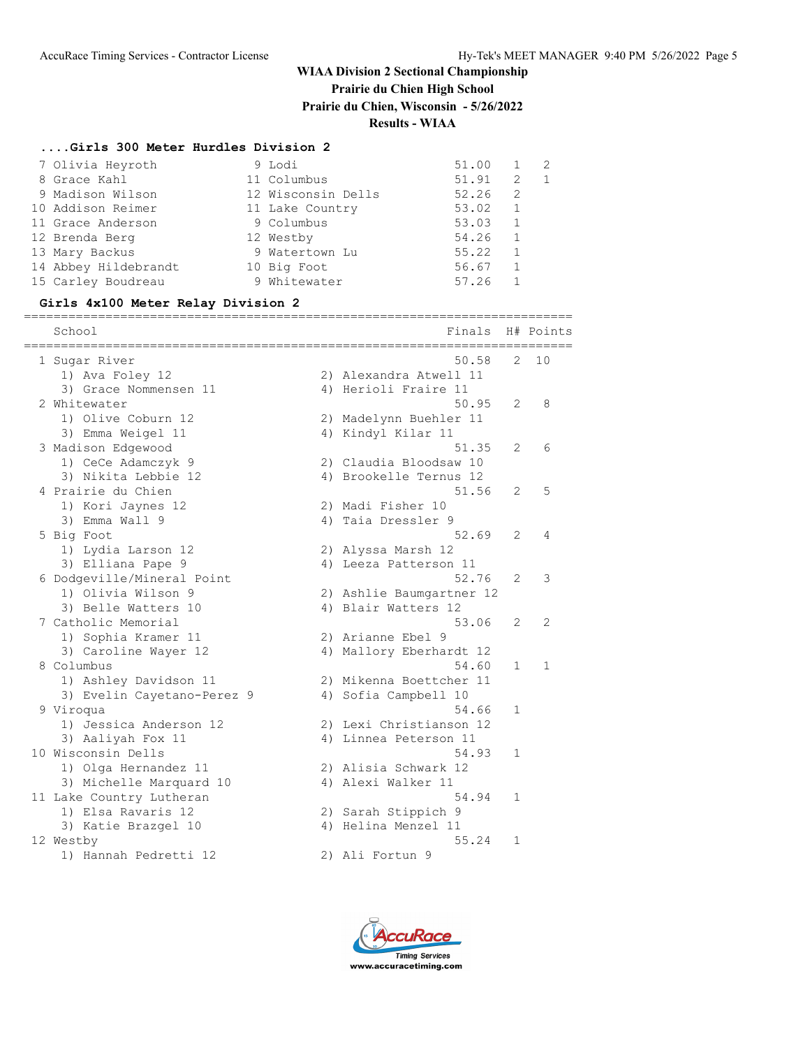**WIAA Division 2 Sectional Championship**
**Prairie du Chien High School**
**Prairie du Chien, Wisconsin - 5/26/2022**
**Results - WIAA**

### ....Girls 300 Meter Hurdles Division 2

| Place | Name | Yr | School | Finals | H# | Points |
|---|---|---|---|---|---|---|
| 7 | Olivia Heyroth | 9 | Lodi | 51.00 | 1 | 2 |
| 8 | Grace Kahl | 11 | Columbus | 51.91 | 2 | 1 |
| 9 | Madison Wilson | 12 | Wisconsin Dells | 52.26 | 2 | |
| 10 | Addison Reimer | 11 | Lake Country | 53.02 | 1 | |
| 11 | Grace Anderson | 9 | Columbus | 53.03 | 1 | |
| 12 | Brenda Berg | 12 | Westby | 54.26 | 1 | |
| 13 | Mary Backus | 9 | Watertown Lu | 55.22 | 1 | |
| 14 | Abbey Hildebrandt | 10 | Big Foot | 56.67 | 1 | |
| 15 | Carley Boudreau | 9 | Whitewater | 57.26 | 1 | |

### Girls 4x100 Meter Relay Division 2

| Place | School | Finals | H# | Points |
|---|---|---|---|---|
| 1 | Sugar River | 50.58 | 2 | 10 |
| | 1) Ava Foley 12; 2) Alexandra Atwell 11; 3) Grace Nommensen 11; 4) Herioli Fraire 11 | | | |
| 2 | Whitewater | 50.95 | 2 | 8 |
| | 1) Olive Coburn 12; 2) Madelynn Buehler 11; 3) Emma Weigel 11; 4) Kindyl Kilar 11 | | | |
| 3 | Madison Edgewood | 51.35 | 2 | 6 |
| | 1) CeCe Adamczyk 9; 2) Claudia Bloodsaw 10; 3) Nikita Lebbie 12; 4) Brookelle Ternus 12 | | | |
| 4 | Prairie du Chien | 51.56 | 2 | 5 |
| | 1) Kori Jaynes 12; 2) Madi Fisher 10; 3) Emma Wall 9; 4) Taia Dressler 9 | | | |
| 5 | Big Foot | 52.69 | 2 | 4 |
| | 1) Lydia Larson 12; 2) Alyssa Marsh 12; 3) Elliana Pape 9; 4) Leeza Patterson 11 | | | |
| 6 | Dodgeville/Mineral Point | 52.76 | 2 | 3 |
| | 1) Olivia Wilson 9; 2) Ashlie Baumgartner 12; 3) Belle Watters 10; 4) Blair Watters 12 | | | |
| 7 | Catholic Memorial | 53.06 | 2 | 2 |
| | 1) Sophia Kramer 11; 2) Arianne Ebel 9; 3) Caroline Wayer 12; 4) Mallory Eberhardt 12 | | | |
| 8 | Columbus | 54.60 | 1 | 1 |
| | 1) Ashley Davidson 11; 2) Mikenna Boettcher 11; 3) Evelin Cayetano-Perez 9; 4) Sofia Campbell 10 | | | |
| 9 | Viroqua | 54.66 | 1 | |
| | 1) Jessica Anderson 12; 2) Lexi Christianson 12; 3) Aaliyah Fox 11; 4) Linnea Peterson 11 | | | |
| 10 | Wisconsin Dells | 54.93 | 1 | |
| | 1) Olga Hernandez 11; 2) Alisia Schwark 12; 3) Michelle Marquard 10; 4) Alexi Walker 11 | | | |
| 11 | Lake Country Lutheran | 54.94 | 1 | |
| | 1) Elsa Ravaris 12; 2) Sarah Stippich 9; 3) Katie Brazgel 10; 4) Helina Menzel 11 | | | |
| 12 | Westby | 55.24 | 1 | |
| | 1) Hannah Pedretti 12; 2) Ali Fortun 9 | | | |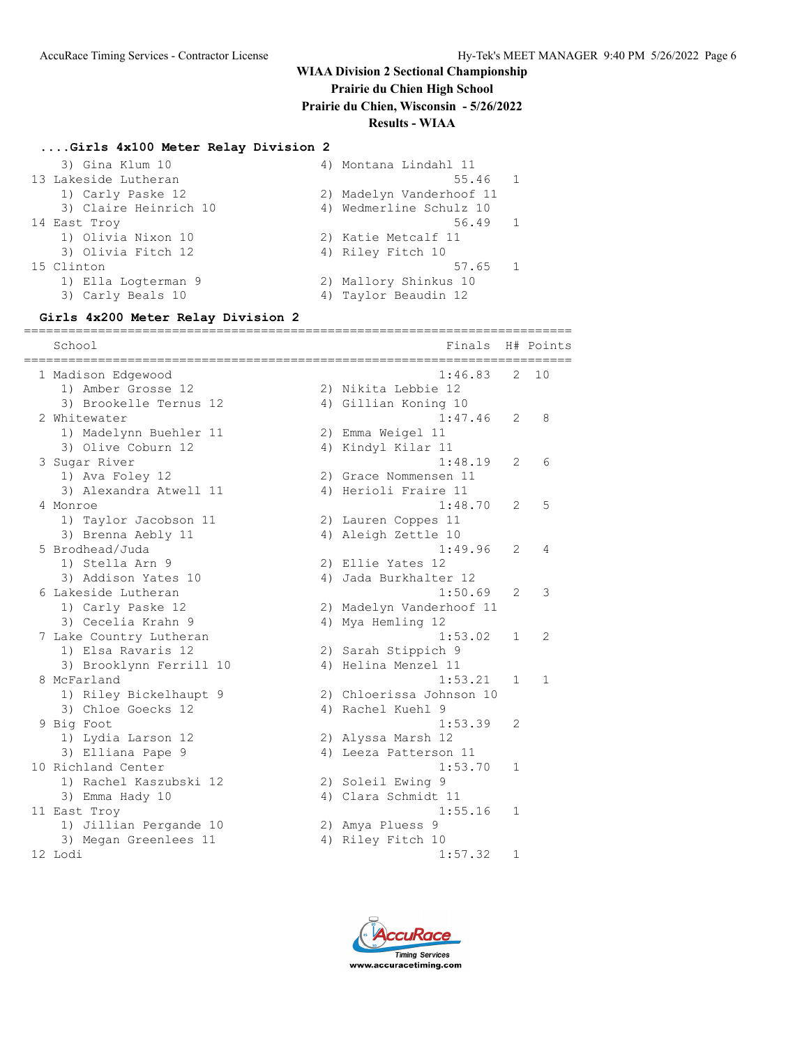# WIAA Division 2 Sectional Championship

**Prairie du Chien High School**

**Prairie du Chien, Wisconsin - 5/26/2022**

**Results - WIAA**

### ....Girls 4x100 Meter Relay Division 2

```
    3) Gina Klum 10                      4) Montana Lindahl 11
 13 Lakeside Lutheran                                  55.46   1
    1) Carly Paske 12                    2) Madelyn Vanderhoof 11
    3) Claire Heinrich 10                4) Wedmerline Schulz 10
 14 East Troy                                          56.49   1
    1) Olivia Nixon 10                   2) Katie Metcalf 11
    3) Olivia Fitch 12                   4) Riley Fitch 10
 15 Clinton                                            57.65   1
    1) Ella Logterman 9                  2) Mallory Shinkus 10
    3) Carly Beals 10                    4) Taylor Beaudin 12
```

### Girls 4x200 Meter Relay Division 2

```
========================================================================
    School                                           Finals  H# Points
========================================================================
  1 Madison Edgewood                                1:46.83   2  10
     1) Amber Grosse 12                  2) Nikita Lebbie 12
     3) Brookelle Ternus 12              4) Gillian Koning 10
  2 Whitewater                                      1:47.46   2   8
     1) Madelynn Buehler 11              2) Emma Weigel 11
     3) Olive Coburn 12                  4) Kindyl Kilar 11
  3 Sugar River                                     1:48.19   2   6
     1) Ava Foley 12                     2) Grace Nommensen 11
     3) Alexandra Atwell 11              4) Herioli Fraire 11
  4 Monroe                                          1:48.70   2   5
     1) Taylor Jacobson 11               2) Lauren Coppes 11
     3) Brenna Aebly 11                  4) Aleigh Zettle 10
  5 Brodhead/Juda                                   1:49.96   2   4
     1) Stella Arn 9                     2) Ellie Yates 12
     3) Addison Yates 10                 4) Jada Burkhalter 12
  6 Lakeside Lutheran                               1:50.69   2   3
     1) Carly Paske 12                   2) Madelyn Vanderhoof 11
     3) Cecelia Krahn 9                  4) Mya Hemling 12
  7 Lake Country Lutheran                           1:53.02   1   2
     1) Elsa Ravaris 12                  2) Sarah Stippich 9
     3) Brooklynn Ferrill 10             4) Helina Menzel 11
  8 McFarland                                       1:53.21   1   1
     1) Riley Bickelhaupt 9              2) Chloerissa Johnson 10
     3) Chloe Goecks 12                  4) Rachel Kuehl 9
  9 Big Foot                                        1:53.39   2
     1) Lydia Larson 12                  2) Alyssa Marsh 12
     3) Elliana Pape 9                   4) Leeza Patterson 11
 10 Richland Center                                 1:53.70   1
     1) Rachel Kaszubski 12              2) Soleil Ewing 9
     3) Emma Hady 10                     4) Clara Schmidt 11
 11 East Troy                                       1:55.16   1
     1) Jillian Pergande 10              2) Amya Pluess 9
     3) Megan Greenlees 11               4) Riley Fitch 10
 12 Lodi                                            1:57.32   1
```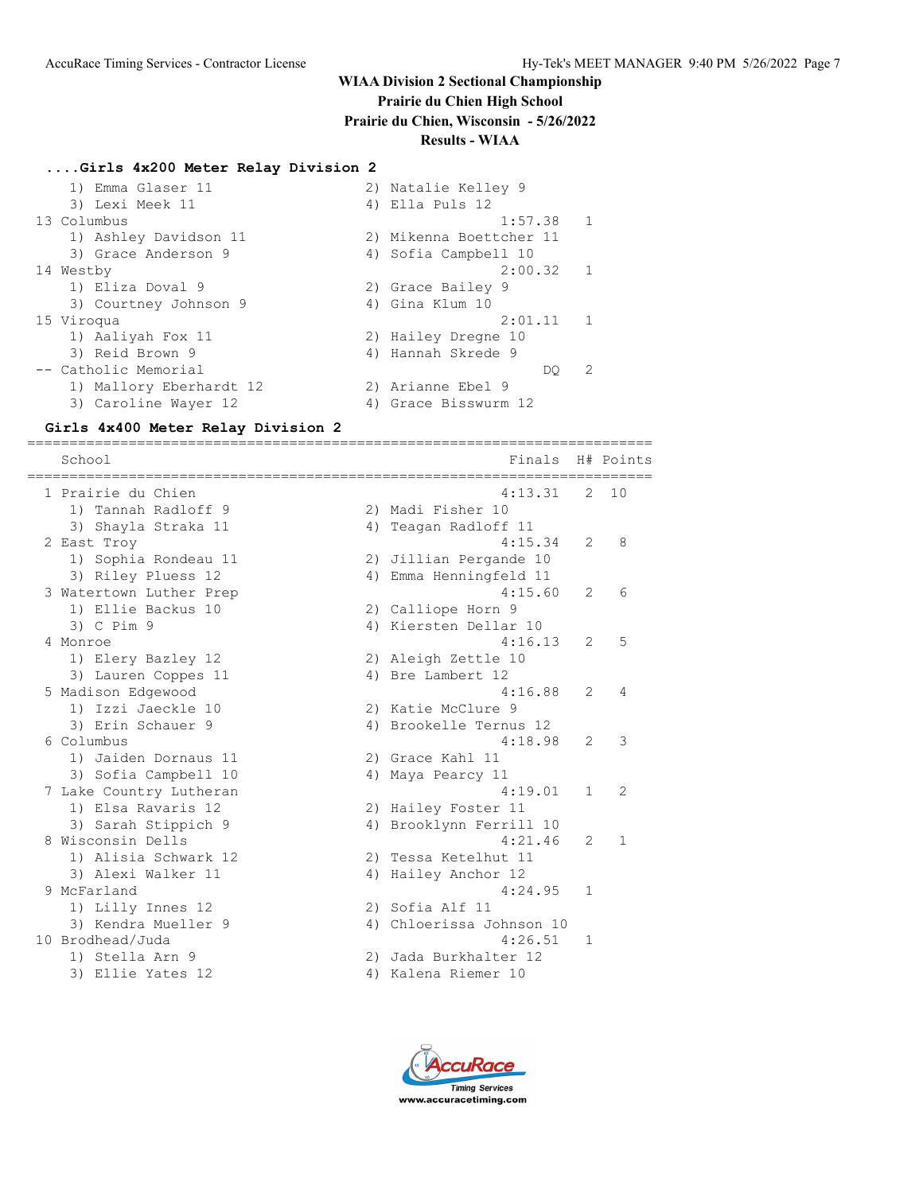## WIAA Division 2 Sectional Championship

**Prairie du Chien High School**

**Prairie du Chien, Wisconsin - 5/26/2022**

**Results - WIAA**

### ....Girls 4x200 Meter Relay Division 2

```
    1) Emma Glaser 11                  2) Natalie Kelley 9
    3) Lexi Meek 11                    4) Ella Puls 12
13 Columbus                                          1:57.38   1
    1) Ashley Davidson 11              2) Mikenna Boettcher 11
    3) Grace Anderson 9                4) Sofia Campbell 10
14 Westby                                            2:00.32   1
    1) Eliza Doval 9                   2) Grace Bailey 9
    3) Courtney Johnson 9              4) Gina Klum 10
15 Viroqua                                           2:01.11   1
    1) Aaliyah Fox 11                  2) Hailey Dregne 10
    3) Reid Brown 9                    4) Hannah Skrede 9
-- Catholic Memorial                                      DQ   2
    1) Mallory Eberhardt 12            2) Arianne Ebel 9
    3) Caroline Wayer 12               4) Grace Bisswurm 12
```

### Girls 4x400 Meter Relay Division 2

```
=======================================================================
   School                                            Finals  H# Points
=======================================================================
 1 Prairie du Chien                                 4:13.31   2  10
    1) Tannah Radloff 9                2) Madi Fisher 10
    3) Shayla Straka 11                4) Teagan Radloff 11
 2 East Troy                                        4:15.34   2   8
    1) Sophia Rondeau 11               2) Jillian Pergande 10
    3) Riley Pluess 12                 4) Emma Henningfeld 11
 3 Watertown Luther Prep                            4:15.60   2   6
    1) Ellie Backus 10                 2) Calliope Horn 9
    3) C Pim 9                         4) Kiersten Dellar 10
 4 Monroe                                           4:16.13   2   5
    1) Elery Bazley 12                 2) Aleigh Zettle 10
    3) Lauren Coppes 11                4) Bre Lambert 12
 5 Madison Edgewood                                 4:16.88   2   4
    1) Izzi Jaeckle 10                 2) Katie McClure 9
    3) Erin Schauer 9                  4) Brookelle Ternus 12
 6 Columbus                                         4:18.98   2   3
    1) Jaiden Dornaus 11               2) Grace Kahl 11
    3) Sofia Campbell 10               4) Maya Pearcy 11
 7 Lake Country Lutheran                            4:19.01   1   2
    1) Elsa Ravaris 12                 2) Hailey Foster 11
    3) Sarah Stippich 9                4) Brooklynn Ferrill 10
 8 Wisconsin Dells                                  4:21.46   2   1
    1) Alisia Schwark 12               2) Tessa Ketelhut 11
    3) Alexi Walker 11                 4) Hailey Anchor 12
 9 McFarland                                        4:24.95   1
    1) Lilly Innes 12                  2) Sofia Alf 11
    3) Kendra Mueller 9                4) Chloerissa Johnson 10
10 Brodhead/Juda                                    4:26.51   1
    1) Stella Arn 9                    2) Jada Burkhalter 12
    3) Ellie Yates 12                  4) Kalena Riemer 10
```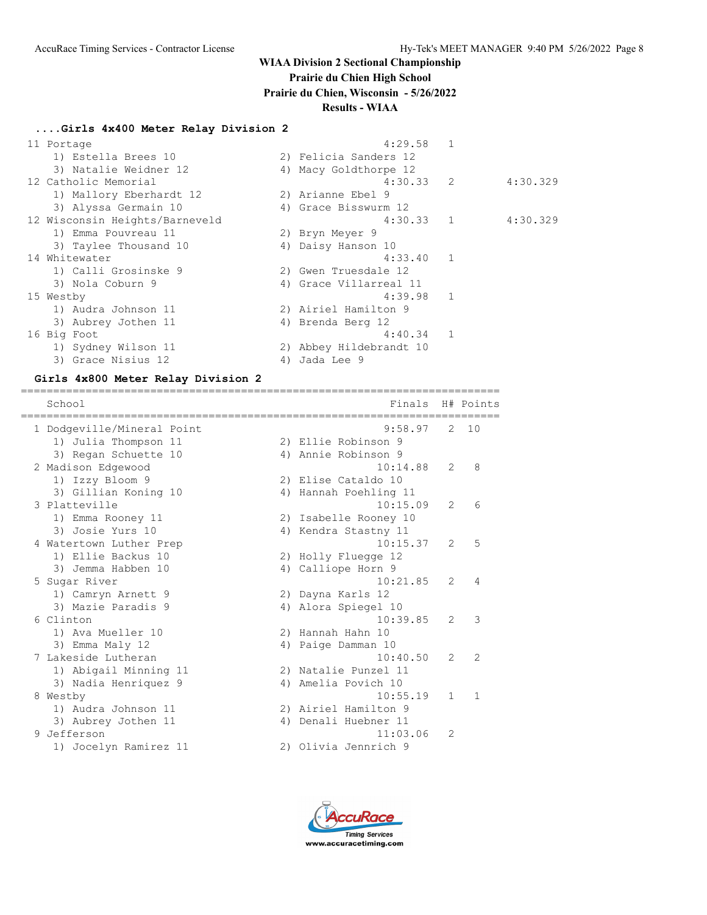# WIAA Division 2 Sectional Championship

**Prairie du Chien High School**

**Prairie du Chien, Wisconsin - 5/26/2022**

**Results - WIAA**

### ....Girls 4x400 Meter Relay Division 2

```
 11 Portage                                            4:29.58   1
    1) Estella Brees 10               2) Felicia Sanders 12
    3) Natalie Weidner 12             4) Macy Goldthorpe 12
 12 Catholic Memorial                                  4:30.33   2         4:30.329
    1) Mallory Eberhardt 12           2) Arianne Ebel 9
    3) Alyssa Germain 10              4) Grace Bisswurm 12
 12 Wisconsin Heights/Barneveld                        4:30.33   1         4:30.329
    1) Emma Pouvreau 11               2) Bryn Meyer 9
    3) Taylee Thousand 10             4) Daisy Hanson 10
 14 Whitewater                                         4:33.40   1
    1) Calli Grosinske 9              2) Gwen Truesdale 12
    3) Nola Coburn 9                  4) Grace Villarreal 11
 15 Westby                                             4:39.98   1
    1) Audra Johnson 11               2) Airiel Hamilton 9
    3) Aubrey Jothen 11               4) Brenda Berg 12
 16 Big Foot                                           4:40.34   1
    1) Sydney Wilson 11               2) Abbey Hildebrandt 10
    3) Grace Nisius 12                4) Jada Lee 9
```

### Girls 4x800 Meter Relay Division 2

```
=========================================================================
   School                                           Finals  H# Points
=========================================================================
  1 Dodgeville/Mineral Point                          9:58.97   2  10
     1) Julia Thompson 11              2) Ellie Robinson 9
     3) Regan Schuette 10              4) Annie Robinson 9
  2 Madison Edgewood                                 10:14.88   2   8
     1) Izzy Bloom 9                   2) Elise Cataldo 10
     3) Gillian Koning 10              4) Hannah Poehling 11
  3 Platteville                                      10:15.09   2   6
     1) Emma Rooney 11                 2) Isabelle Rooney 10
     3) Josie Yurs 10                  4) Kendra Stastny 11
  4 Watertown Luther Prep                            10:15.37   2   5
     1) Ellie Backus 10                2) Holly Fluegge 12
     3) Jemma Habben 10                4) Calliope Horn 9
  5 Sugar River                                      10:21.85   2   4
     1) Camryn Arnett 9                2) Dayna Karls 12
     3) Mazie Paradis 9                4) Alora Spiegel 10
  6 Clinton                                          10:39.85   2   3
     1) Ava Mueller 10                 2) Hannah Hahn 10
     3) Emma Maly 12                   4) Paige Damman 10
  7 Lakeside Lutheran                                10:40.50   2   2
     1) Abigail Minning 11             2) Natalie Punzel 11
     3) Nadia Henriquez 9              4) Amelia Povich 10
  8 Westby                                           10:55.19   1   1
     1) Audra Johnson 11               2) Airiel Hamilton 9
     3) Aubrey Jothen 11               4) Denali Huebner 11
  9 Jefferson                                        11:03.06   2
     1) Jocelyn Ramirez 11             2) Olivia Jennrich 9
```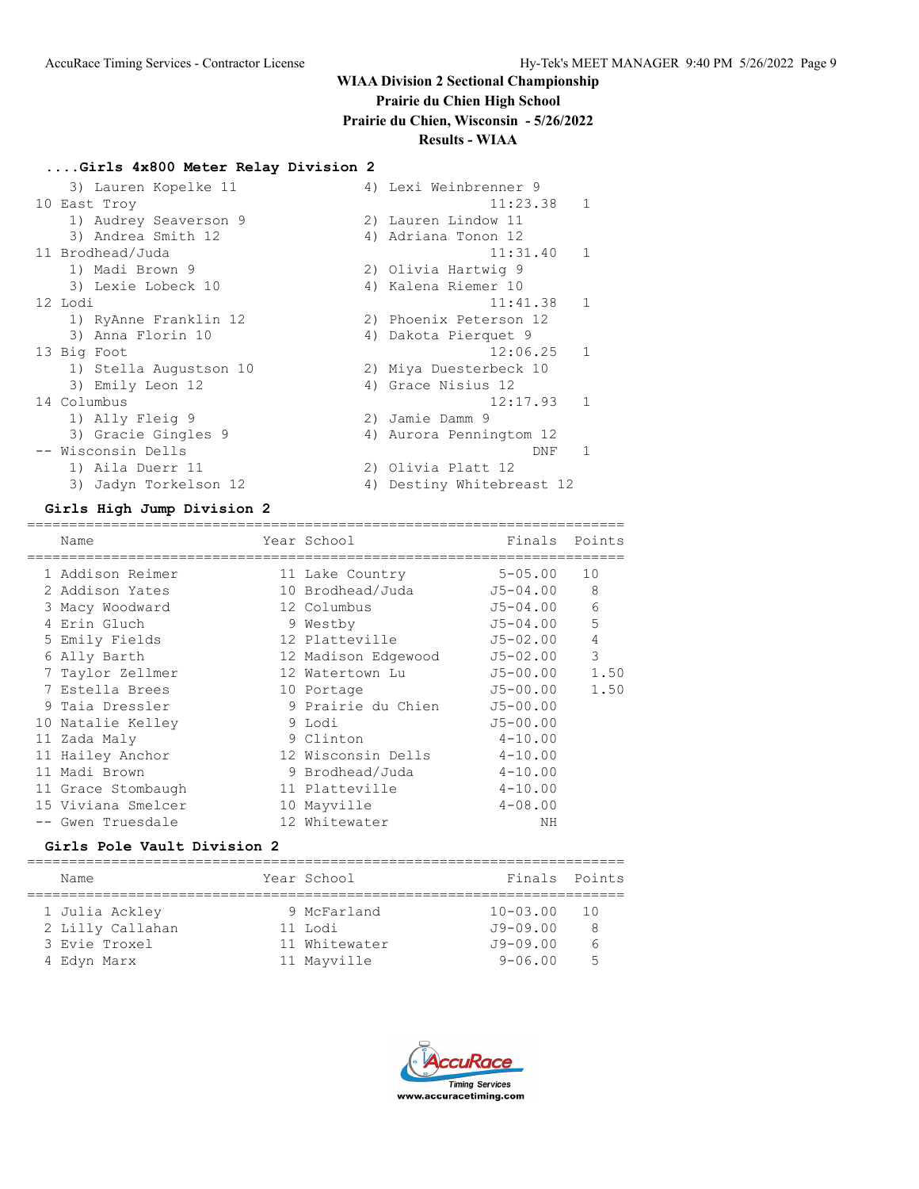# WIAA Division 2 Sectional Championship

**Prairie du Chien High School**

**Prairie du Chien, Wisconsin - 5/26/2022**

**Results - WIAA**

### ....Girls 4x800 Meter Relay Division 2

```
    3) Lauren Kopelke 11               4) Lexi Weinbrenner 9
 10 East Troy                                  11:23.38    1
    1) Audrey Seaverson 9              2) Lauren Lindow 11
    3) Andrea Smith 12                 4) Adriana Tonon 12
 11 Brodhead/Juda                              11:31.40    1
    1) Madi Brown 9                    2) Olivia Hartwig 9
    3) Lexie Lobeck 10                 4) Kalena Riemer 10
 12 Lodi                                       11:41.38    1
    1) RyAnne Franklin 12              2) Phoenix Peterson 12
    3) Anna Florin 10                  4) Dakota Pierquet 9
 13 Big Foot                                   12:06.25    1
    1) Stella Augustson 10             2) Miya Duesterbeck 10
    3) Emily Leon 12                   4) Grace Nisius 12
 14 Columbus                                   12:17.93    1
    1) Ally Fleig 9                    2) Jamie Damm 9
    3) Gracie Gingles 9                4) Aurora Pennington 12
 -- Wisconsin Dells                                 DNF    1
    1) Aila Duerr 11                   2) Olivia Platt 12
    3) Jadyn Torkelson 12              4) Destiny Whitebreast 12
```

### Girls High Jump Division 2

| Place | Name | Year | School | Finals | Points |
|---|---|---|---|---|---|
| 1 | Addison Reimer | 11 | Lake Country | 5-05.00 | 10 |
| 2 | Addison Yates | 10 | Brodhead/Juda | J5-04.00 | 8 |
| 3 | Macy Woodward | 12 | Columbus | J5-04.00 | 6 |
| 4 | Erin Gluch | 9 | Westby | J5-04.00 | 5 |
| 5 | Emily Fields | 12 | Platteville | J5-02.00 | 4 |
| 6 | Ally Barth | 12 | Madison Edgewood | J5-02.00 | 3 |
| 7 | Taylor Zellmer | 12 | Watertown Lu | J5-00.00 | 1.50 |
| 7 | Estella Brees | 10 | Portage | J5-00.00 | 1.50 |
| 9 | Taia Dressler | 9 | Prairie du Chien | J5-00.00 | |
| 10 | Natalie Kelley | 9 | Lodi | J5-00.00 | |
| 11 | Zada Maly | 9 | Clinton | 4-10.00 | |
| 11 | Hailey Anchor | 12 | Wisconsin Dells | 4-10.00 | |
| 11 | Madi Brown | 9 | Brodhead/Juda | 4-10.00 | |
| 11 | Grace Stombaugh | 11 | Platteville | 4-10.00 | |
| 15 | Viviana Smelcer | 10 | Mayville | 4-08.00 | |
| -- | Gwen Truesdale | 12 | Whitewater | NH | |

### Girls Pole Vault Division 2

| Place | Name | Year | School | Finals | Points |
|---|---|---|---|---|---|
| 1 | Julia Ackley | 9 | McFarland | 10-03.00 | 10 |
| 2 | Lilly Callahan | 11 | Lodi | J9-09.00 | 8 |
| 3 | Evie Troxel | 11 | Whitewater | J9-09.00 | 6 |
| 4 | Edyn Marx | 11 | Mayville | 9-06.00 | 5 |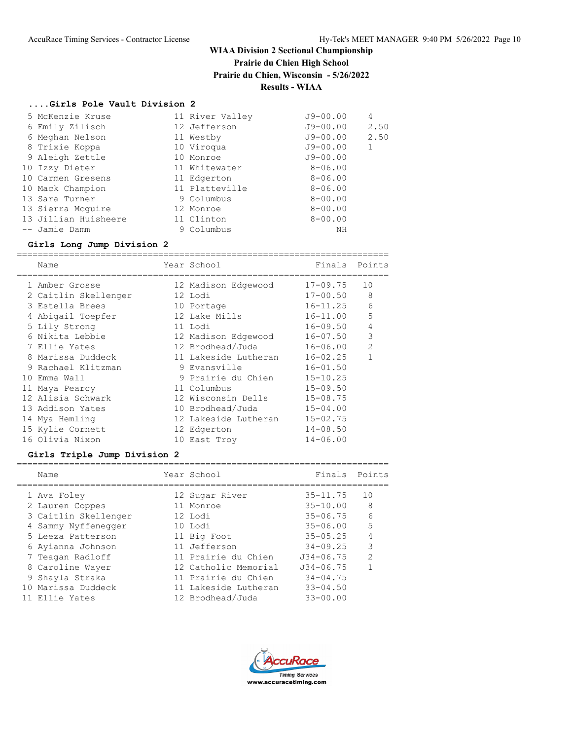**WIAA Division 2 Sectional Championship**
**Prairie du Chien High School**
**Prairie du Chien, Wisconsin - 5/26/2022**
**Results - WIAA**

### ....Girls Pole Vault Division 2

| Place | Name | Year | School | Finals | Points |
|---|---|---|---|---|---|
| 5 | McKenzie Kruse | 11 | River Valley | J9-00.00 | 4 |
| 6 | Emily Zilisch | 12 | Jefferson | J9-00.00 | 2.50 |
| 6 | Meghan Nelson | 11 | Westby | J9-00.00 | 2.50 |
| 8 | Trixie Koppa | 10 | Viroqua | J9-00.00 | 1 |
| 9 | Aleigh Zettle | 10 | Monroe | J9-00.00 | |
| 10 | Izzy Dieter | 11 | Whitewater | 8-06.00 | |
| 10 | Carmen Gresens | 11 | Edgerton | 8-06.00 | |
| 10 | Mack Champion | 11 | Platteville | 8-06.00 | |
| 13 | Sara Turner | 9 | Columbus | 8-00.00 | |
| 13 | Sierra Mcguire | 12 | Monroe | 8-00.00 | |
| 13 | Jillian Huisheere | 11 | Clinton | 8-00.00 | |
| -- | Jamie Damm | 9 | Columbus | NH | |

### Girls Long Jump Division 2

| Place | Name | Year | School | Finals | Points |
|---|---|---|---|---|---|
| 1 | Amber Grosse | 12 | Madison Edgewood | 17-09.75 | 10 |
| 2 | Caitlin Skellenger | 12 | Lodi | 17-00.50 | 8 |
| 3 | Estella Brees | 10 | Portage | 16-11.25 | 6 |
| 4 | Abigail Toepfer | 12 | Lake Mills | 16-11.00 | 5 |
| 5 | Lily Strong | 11 | Lodi | 16-09.50 | 4 |
| 6 | Nikita Lebbie | 12 | Madison Edgewood | 16-07.50 | 3 |
| 7 | Ellie Yates | 12 | Brodhead/Juda | 16-06.00 | 2 |
| 8 | Marissa Duddeck | 11 | Lakeside Lutheran | 16-02.25 | 1 |
| 9 | Rachael Klitzman | 9 | Evansville | 16-01.50 | |
| 10 | Emma Wall | 9 | Prairie du Chien | 15-10.25 | |
| 11 | Maya Pearcy | 11 | Columbus | 15-09.50 | |
| 12 | Alisia Schwark | 12 | Wisconsin Dells | 15-08.75 | |
| 13 | Addison Yates | 10 | Brodhead/Juda | 15-04.00 | |
| 14 | Mya Hemling | 12 | Lakeside Lutheran | 15-02.75 | |
| 15 | Kylie Cornett | 12 | Edgerton | 14-08.50 | |
| 16 | Olivia Nixon | 10 | East Troy | 14-06.00 | |

### Girls Triple Jump Division 2

| Place | Name | Year | School | Finals | Points |
|---|---|---|---|---|---|
| 1 | Ava Foley | 12 | Sugar River | 35-11.75 | 10 |
| 2 | Lauren Coppes | 11 | Monroe | 35-10.00 | 8 |
| 3 | Caitlin Skellenger | 12 | Lodi | 35-06.75 | 6 |
| 4 | Sammy Nyffenegger | 10 | Lodi | 35-06.00 | 5 |
| 5 | Leeza Patterson | 11 | Big Foot | 35-05.25 | 4 |
| 6 | Ayianna Johnson | 11 | Jefferson | 34-09.25 | 3 |
| 7 | Teagan Radloff | 11 | Prairie du Chien | J34-06.75 | 2 |
| 8 | Caroline Wayer | 12 | Catholic Memorial | J34-06.75 | 1 |
| 9 | Shayla Straka | 11 | Prairie du Chien | 34-04.75 | |
| 10 | Marissa Duddeck | 11 | Lakeside Lutheran | 33-04.50 | |
| 11 | Ellie Yates | 12 | Brodhead/Juda | 33-00.00 | |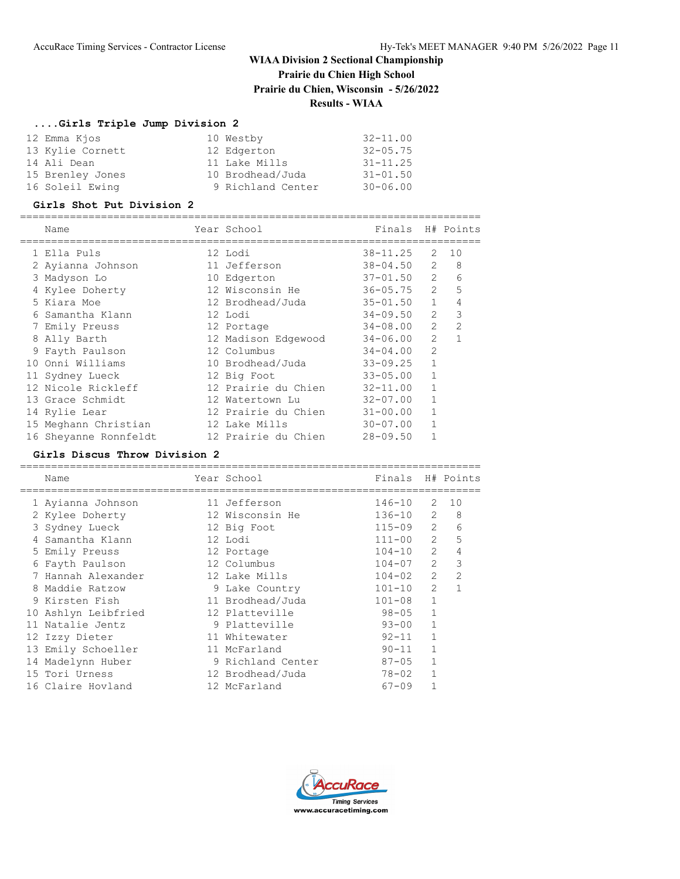# WIAA Division 2 Sectional Championship

**Prairie du Chien High School**

**Prairie du Chien, Wisconsin - 5/26/2022**

**Results - WIAA**

### ....Girls Triple Jump Division 2

| Place | Name | Year | School | Finals |
|---|---|---|---|---|
| 12 | Emma Kjos | 10 | Westby | 32-11.00 |
| 13 | Kylie Cornett | 12 | Edgerton | 32-05.75 |
| 14 | Ali Dean | 11 | Lake Mills | 31-11.25 |
| 15 | Brenley Jones | 10 | Brodhead/Juda | 31-01.50 |
| 16 | Soleil Ewing | 9 | Richland Center | 30-06.00 |

### Girls Shot Put Division 2

| Place | Name | Year | School | Finals | H# | Points |
|---|---|---|---|---|---|---|
| 1 | Ella Puls | 12 | Lodi | 38-11.25 | 2 | 10 |
| 2 | Ayianna Johnson | 11 | Jefferson | 38-04.50 | 2 | 8 |
| 3 | Madyson Lo | 10 | Edgerton | 37-01.50 | 2 | 6 |
| 4 | Kylee Doherty | 12 | Wisconsin He | 36-05.75 | 2 | 5 |
| 5 | Kiara Moe | 12 | Brodhead/Juda | 35-01.50 | 1 | 4 |
| 6 | Samantha Klann | 12 | Lodi | 34-09.50 | 2 | 3 |
| 7 | Emily Preuss | 12 | Portage | 34-08.00 | 2 | 2 |
| 8 | Ally Barth | 12 | Madison Edgewood | 34-06.00 | 2 | 1 |
| 9 | Fayth Paulson | 12 | Columbus | 34-04.00 | 2 | |
| 10 | Onni Williams | 10 | Brodhead/Juda | 33-09.25 | 1 | |
| 11 | Sydney Lueck | 12 | Big Foot | 33-05.00 | 1 | |
| 12 | Nicole Rickleff | 12 | Prairie du Chien | 32-11.00 | 1 | |
| 13 | Grace Schmidt | 12 | Watertown Lu | 32-07.00 | 1 | |
| 14 | Rylie Lear | 12 | Prairie du Chien | 31-00.00 | 1 | |
| 15 | Meghann Christian | 12 | Lake Mills | 30-07.00 | 1 | |
| 16 | Sheyanne Ronnfeldt | 12 | Prairie du Chien | 28-09.50 | 1 | |

### Girls Discus Throw Division 2

| Place | Name | Year | School | Finals | H# | Points |
|---|---|---|---|---|---|---|
| 1 | Ayianna Johnson | 11 | Jefferson | 146-10 | 2 | 10 |
| 2 | Kylee Doherty | 12 | Wisconsin He | 136-10 | 2 | 8 |
| 3 | Sydney Lueck | 12 | Big Foot | 115-09 | 2 | 6 |
| 4 | Samantha Klann | 12 | Lodi | 111-00 | 2 | 5 |
| 5 | Emily Preuss | 12 | Portage | 104-10 | 2 | 4 |
| 6 | Fayth Paulson | 12 | Columbus | 104-07 | 2 | 3 |
| 7 | Hannah Alexander | 12 | Lake Mills | 104-02 | 2 | 2 |
| 8 | Maddie Ratzow | 9 | Lake Country | 101-10 | 2 | 1 |
| 9 | Kirsten Fish | 11 | Brodhead/Juda | 101-08 | 1 | |
| 10 | Ashlyn Leibfried | 12 | Platteville | 98-05 | 1 | |
| 11 | Natalie Jentz | 9 | Platteville | 93-00 | 1 | |
| 12 | Izzy Dieter | 11 | Whitewater | 92-11 | 1 | |
| 13 | Emily Schoeller | 11 | McFarland | 90-11 | 1 | |
| 14 | Madelynn Huber | 9 | Richland Center | 87-05 | 1 | |
| 15 | Tori Urness | 12 | Brodhead/Juda | 78-02 | 1 | |
| 16 | Claire Hovland | 12 | McFarland | 67-09 | 1 | |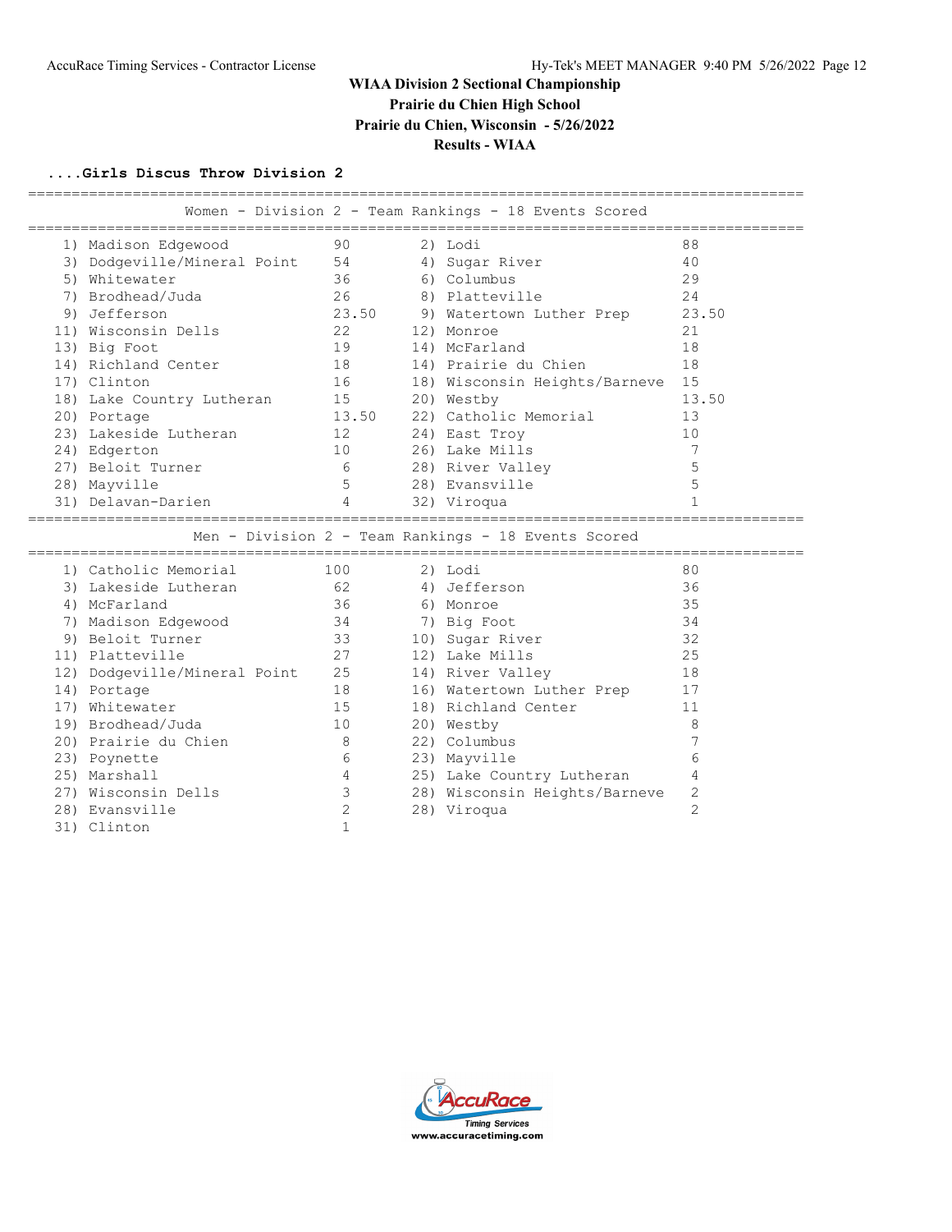# WIAA Division 2 Sectional Championship

## Prairie du Chien High School

## Prairie du Chien, Wisconsin - 5/26/2022

## Results - WIAA

### ....Girls Discus Throw Division 2

**Women - Division 2 - Team Rankings - 18 Events Scored**

| Rank | Team | Points | Rank | Team | Points |
|---|---|---|---|---|---|
| 1) | Madison Edgewood | 90 | 2) | Lodi | 88 |
| 3) | Dodgeville/Mineral Point | 54 | 4) | Sugar River | 40 |
| 5) | Whitewater | 36 | 6) | Columbus | 29 |
| 7) | Brodhead/Juda | 26 | 8) | Platteville | 24 |
| 9) | Jefferson | 23.50 | 9) | Watertown Luther Prep | 23.50 |
| 11) | Wisconsin Dells | 22 | 12) | Monroe | 21 |
| 13) | Big Foot | 19 | 14) | McFarland | 18 |
| 14) | Richland Center | 18 | 14) | Prairie du Chien | 18 |
| 17) | Clinton | 16 | 18) | Wisconsin Heights/Barneve | 15 |
| 18) | Lake Country Lutheran | 15 | 20) | Westby | 13.50 |
| 20) | Portage | 13.50 | 22) | Catholic Memorial | 13 |
| 23) | Lakeside Lutheran | 12 | 24) | East Troy | 10 |
| 24) | Edgerton | 10 | 26) | Lake Mills | 7 |
| 27) | Beloit Turner | 6 | 28) | River Valley | 5 |
| 28) | Mayville | 5 | 28) | Evansville | 5 |
| 31) | Delavan-Darien | 4 | 32) | Viroqua | 1 |

**Men - Division 2 - Team Rankings - 18 Events Scored**

| Rank | Team | Points | Rank | Team | Points |
|---|---|---|---|---|---|
| 1) | Catholic Memorial | 100 | 2) | Lodi | 80 |
| 3) | Lakeside Lutheran | 62 | 4) | Jefferson | 36 |
| 4) | McFarland | 36 | 6) | Monroe | 35 |
| 7) | Madison Edgewood | 34 | 7) | Big Foot | 34 |
| 9) | Beloit Turner | 33 | 10) | Sugar River | 32 |
| 11) | Platteville | 27 | 12) | Lake Mills | 25 |
| 12) | Dodgeville/Mineral Point | 25 | 14) | River Valley | 18 |
| 14) | Portage | 18 | 16) | Watertown Luther Prep | 17 |
| 17) | Whitewater | 15 | 18) | Richland Center | 11 |
| 19) | Brodhead/Juda | 10 | 20) | Westby | 8 |
| 20) | Prairie du Chien | 8 | 22) | Columbus | 7 |
| 23) | Poynette | 6 | 23) | Mayville | 6 |
| 25) | Marshall | 4 | 25) | Lake Country Lutheran | 4 |
| 27) | Wisconsin Dells | 3 | 28) | Wisconsin Heights/Barneve | 2 |
| 28) | Evansville | 2 | 28) | Viroqua | 2 |
| 31) | Clinton | 1 | | | |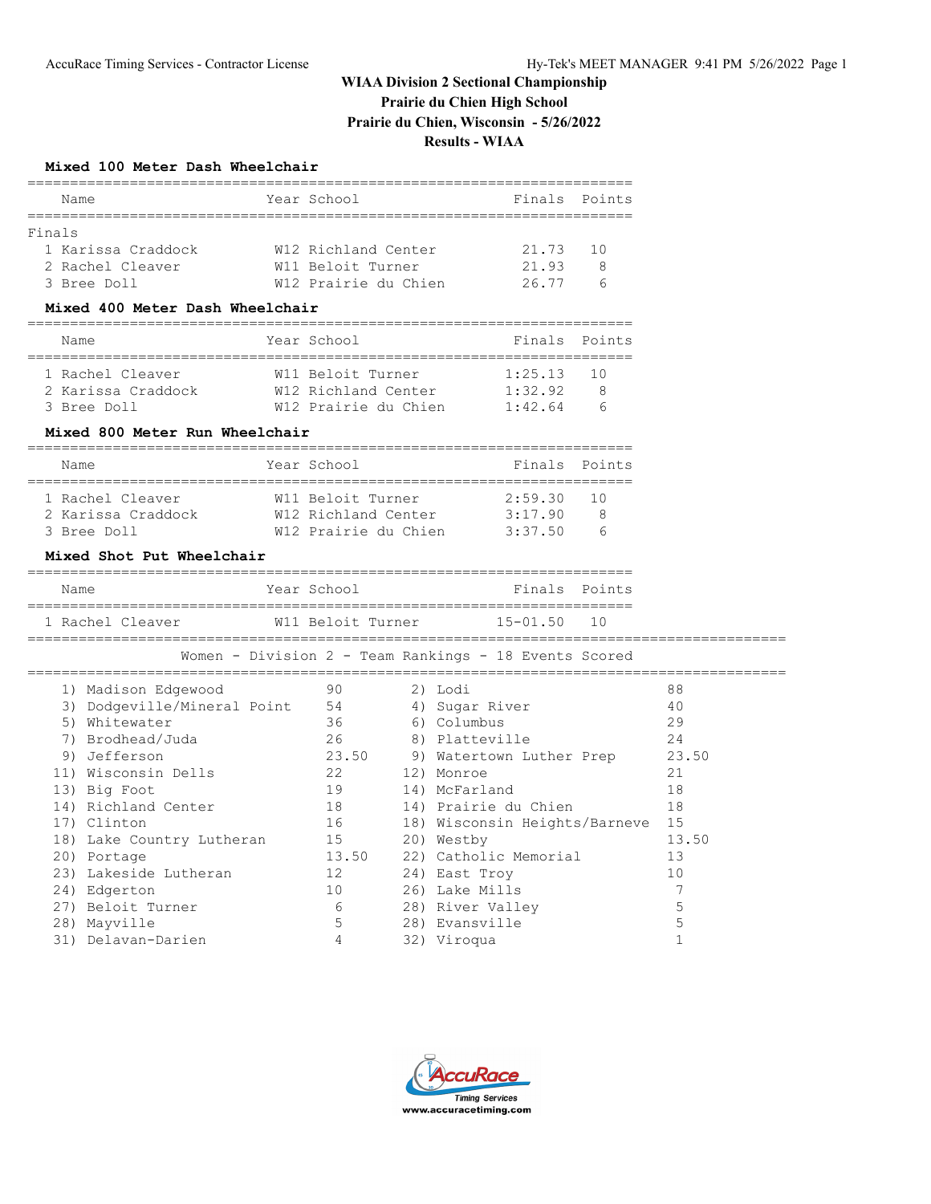# WIAA Division 2 Sectional Championship

**Prairie du Chien High School**

**Prairie du Chien, Wisconsin - 5/26/2022**

**Results - WIAA**

### Mixed 100 Meter Dash Wheelchair

Finals

| Place | Name | Year | School | Finals | Points |
|---|---|---|---|---|---|
| 1 | Karissa Craddock | W12 | Richland Center | 21.73 | 10 |
| 2 | Rachel Cleaver | W11 | Beloit Turner | 21.93 | 8 |
| 3 | Bree Doll | W12 | Prairie du Chien | 26.77 | 6 |

### Mixed 400 Meter Dash Wheelchair

| Place | Name | Year | School | Finals | Points |
|---|---|---|---|---|---|
| 1 | Rachel Cleaver | W11 | Beloit Turner | 1:25.13 | 10 |
| 2 | Karissa Craddock | W12 | Richland Center | 1:32.92 | 8 |
| 3 | Bree Doll | W12 | Prairie du Chien | 1:42.64 | 6 |

### Mixed 800 Meter Run Wheelchair

| Place | Name | Year | School | Finals | Points |
|---|---|---|---|---|---|
| 1 | Rachel Cleaver | W11 | Beloit Turner | 2:59.30 | 10 |
| 2 | Karissa Craddock | W12 | Richland Center | 3:17.90 | 8 |
| 3 | Bree Doll | W12 | Prairie du Chien | 3:37.50 | 6 |

### Mixed Shot Put Wheelchair

| Place | Name | Year | School | Finals | Points |
|---|---|---|---|---|---|
| 1 | Rachel Cleaver | W11 | Beloit Turner | 15-01.50 | 10 |

### Women - Division 2 - Team Rankings - 18 Events Scored

| Rank | Team | Points | Rank | Team | Points |
|---|---|---|---|---|---|
| 1) | Madison Edgewood | 90 | 2) | Lodi | 88 |
| 3) | Dodgeville/Mineral Point | 54 | 4) | Sugar River | 40 |
| 5) | Whitewater | 36 | 6) | Columbus | 29 |
| 7) | Brodhead/Juda | 26 | 8) | Platteville | 24 |
| 9) | Jefferson | 23.50 | 9) | Watertown Luther Prep | 23.50 |
| 11) | Wisconsin Dells | 22 | 12) | Monroe | 21 |
| 13) | Big Foot | 19 | 14) | McFarland | 18 |
| 14) | Richland Center | 18 | 14) | Prairie du Chien | 18 |
| 17) | Clinton | 16 | 18) | Wisconsin Heights/Barneve | 15 |
| 18) | Lake Country Lutheran | 15 | 20) | Westby | 13.50 |
| 20) | Portage | 13.50 | 22) | Catholic Memorial | 13 |
| 23) | Lakeside Lutheran | 12 | 24) | East Troy | 10 |
| 24) | Edgerton | 10 | 26) | Lake Mills | 7 |
| 27) | Beloit Turner | 6 | 28) | River Valley | 5 |
| 28) | Mayville | 5 | 28) | Evansville | 5 |
| 31) | Delavan-Darien | 4 | 32) | Viroqua | 1 |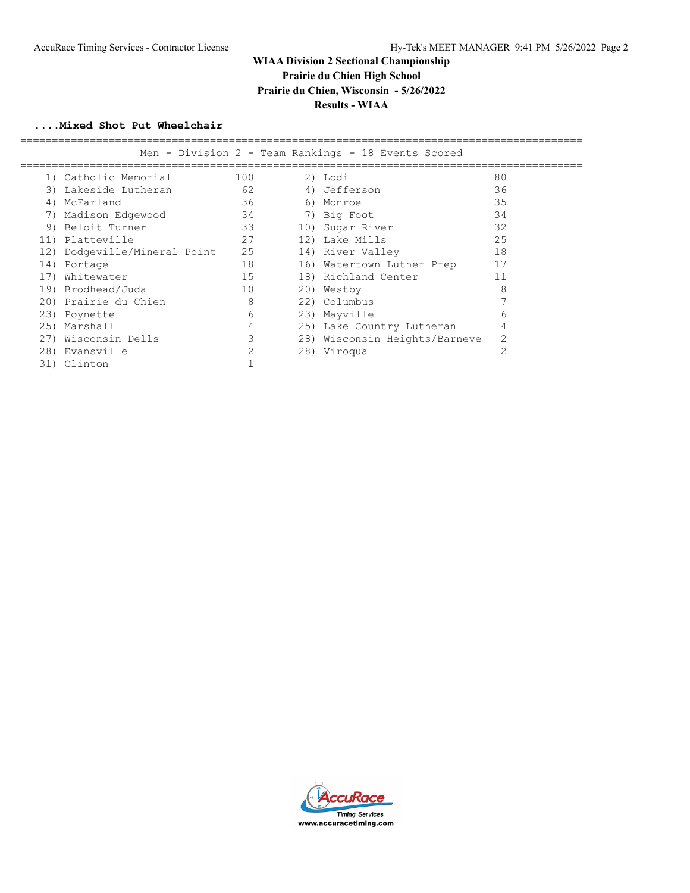# WIAA Division 2 Sectional Championship

**Prairie du Chien High School**

**Prairie du Chien, Wisconsin - 5/26/2022**

**Results - WIAA**

**....Mixed Shot Put Wheelchair**

Men - Division 2 - Team Rankings - 18 Events Scored

| | | | | | |
|---|---|---|---|---|---|
| 1) | Catholic Memorial | 100 | 2) | Lodi | 80 |
| 3) | Lakeside Lutheran | 62 | 4) | Jefferson | 36 |
| 4) | McFarland | 36 | 6) | Monroe | 35 |
| 7) | Madison Edgewood | 34 | 7) | Big Foot | 34 |
| 9) | Beloit Turner | 33 | 10) | Sugar River | 32 |
| 11) | Platteville | 27 | 12) | Lake Mills | 25 |
| 12) | Dodgeville/Mineral Point | 25 | 14) | River Valley | 18 |
| 14) | Portage | 18 | 16) | Watertown Luther Prep | 17 |
| 17) | Whitewater | 15 | 18) | Richland Center | 11 |
| 19) | Brodhead/Juda | 10 | 20) | Westby | 8 |
| 20) | Prairie du Chien | 8 | 22) | Columbus | 7 |
| 23) | Poynette | 6 | 23) | Mayville | 6 |
| 25) | Marshall | 4 | 25) | Lake Country Lutheran | 4 |
| 27) | Wisconsin Dells | 3 | 28) | Wisconsin Heights/Barneve | 2 |
| 28) | Evansville | 2 | 28) | Viroqua | 2 |
| 31) | Clinton | 1 | | | |